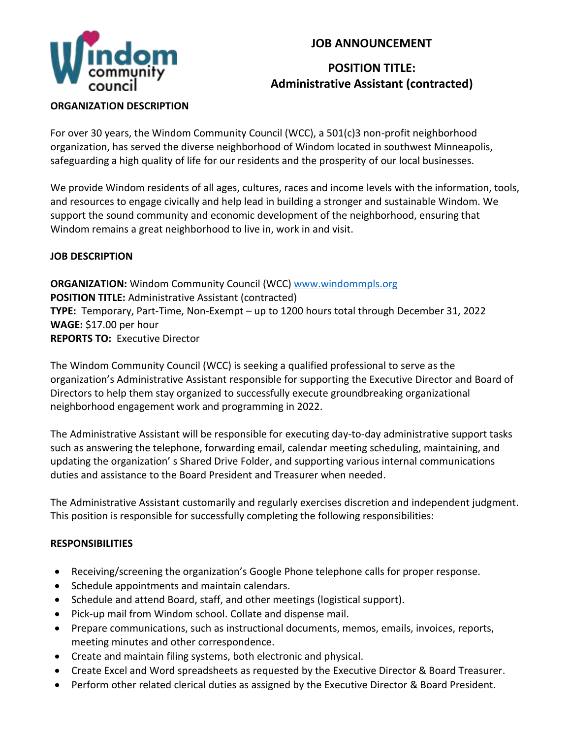# JOB ANNOUNCEMENT

## POSITION TITLE: Administrative Assistant (contracted)

**ORGANIZATION DESCRIPTION**

For over 30 years, the Windom Community Council (WCC), a 501(c)3 non-profit neighborhood organization, has served the diverse neighborhood of Windom located in southwest Minneapolis, safeguarding a high quality of life for our residents and the prosperity of our local businesses.

We provide Windom residents of all ages, cultures, races and income levels with the information, tools, and resources to engage civically and help lead in building a stronger and sustainable Windom. We support the sound community and economic development of the neighborhood, ensuring that Windom remains a great neighborhood to live in, work in and visit.

**JOB DESCRIPTION**

**ORGANIZATION:** Windom Community Council (WCC) www.windommpls.org
**POSITION TITLE:** Administrative Assistant (contracted)
**TYPE:** Temporary, Part-Time, Non-Exempt – up to 1200 hours total through December 31, 2022
**WAGE:** $17.00 per hour
**REPORTS TO:** Executive Director

The Windom Community Council (WCC) is seeking a qualified professional to serve as the organization's Administrative Assistant responsible for supporting the Executive Director and Board of Directors to help them stay organized to successfully execute groundbreaking organizational neighborhood engagement work and programming in 2022.

The Administrative Assistant will be responsible for executing day-to-day administrative support tasks such as answering the telephone, forwarding email, calendar meeting scheduling, maintaining, and updating the organization' s Shared Drive Folder, and supporting various internal communications duties and assistance to the Board President and Treasurer when needed.

The Administrative Assistant customarily and regularly exercises discretion and independent judgment. This position is responsible for successfully completing the following responsibilities:

**RESPONSIBILITIES**

- Receiving/screening the organization's Google Phone telephone calls for proper response.
- Schedule appointments and maintain calendars.
- Schedule and attend Board, staff, and other meetings (logistical support).
- Pick-up mail from Windom school. Collate and dispense mail.
- Prepare communications, such as instructional documents, memos, emails, invoices, reports, meeting minutes and other correspondence.
- Create and maintain filing systems, both electronic and physical.
- Create Excel and Word spreadsheets as requested by the Executive Director & Board Treasurer.
- Perform other related clerical duties as assigned by the Executive Director & Board President.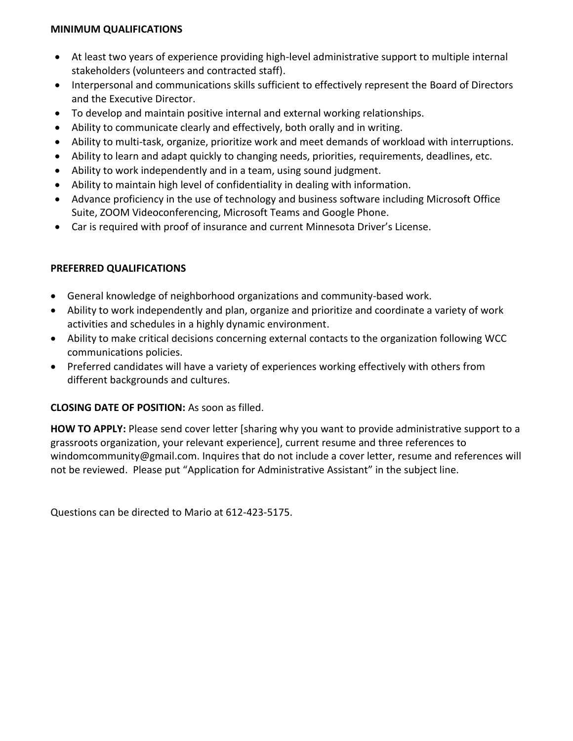**MINIMUM QUALIFICATIONS**

- At least two years of experience providing high-level administrative support to multiple internal stakeholders (volunteers and contracted staff).
- Interpersonal and communications skills sufficient to effectively represent the Board of Directors and the Executive Director.
- To develop and maintain positive internal and external working relationships.
- Ability to communicate clearly and effectively, both orally and in writing.
- Ability to multi-task, organize, prioritize work and meet demands of workload with interruptions.
- Ability to learn and adapt quickly to changing needs, priorities, requirements, deadlines, etc.
- Ability to work independently and in a team, using sound judgment.
- Ability to maintain high level of confidentiality in dealing with information.
- Advance proficiency in the use of technology and business software including Microsoft Office Suite, ZOOM Videoconferencing, Microsoft Teams and Google Phone.
- Car is required with proof of insurance and current Minnesota Driver's License.

**PREFERRED QUALIFICATIONS**

- General knowledge of neighborhood organizations and community-based work.
- Ability to work independently and plan, organize and prioritize and coordinate a variety of work activities and schedules in a highly dynamic environment.
- Ability to make critical decisions concerning external contacts to the organization following WCC communications policies.
- Preferred candidates will have a variety of experiences working effectively with others from different backgrounds and cultures.

**CLOSING DATE OF POSITION:** As soon as filled.

**HOW TO APPLY:** Please send cover letter [sharing why you want to provide administrative support to a grassroots organization, your relevant experience], current resume and three references to windomcommunity@gmail.com. Inquires that do not include a cover letter, resume and references will not be reviewed. Please put "Application for Administrative Assistant" in the subject line.

Questions can be directed to Mario at 612-423-5175.